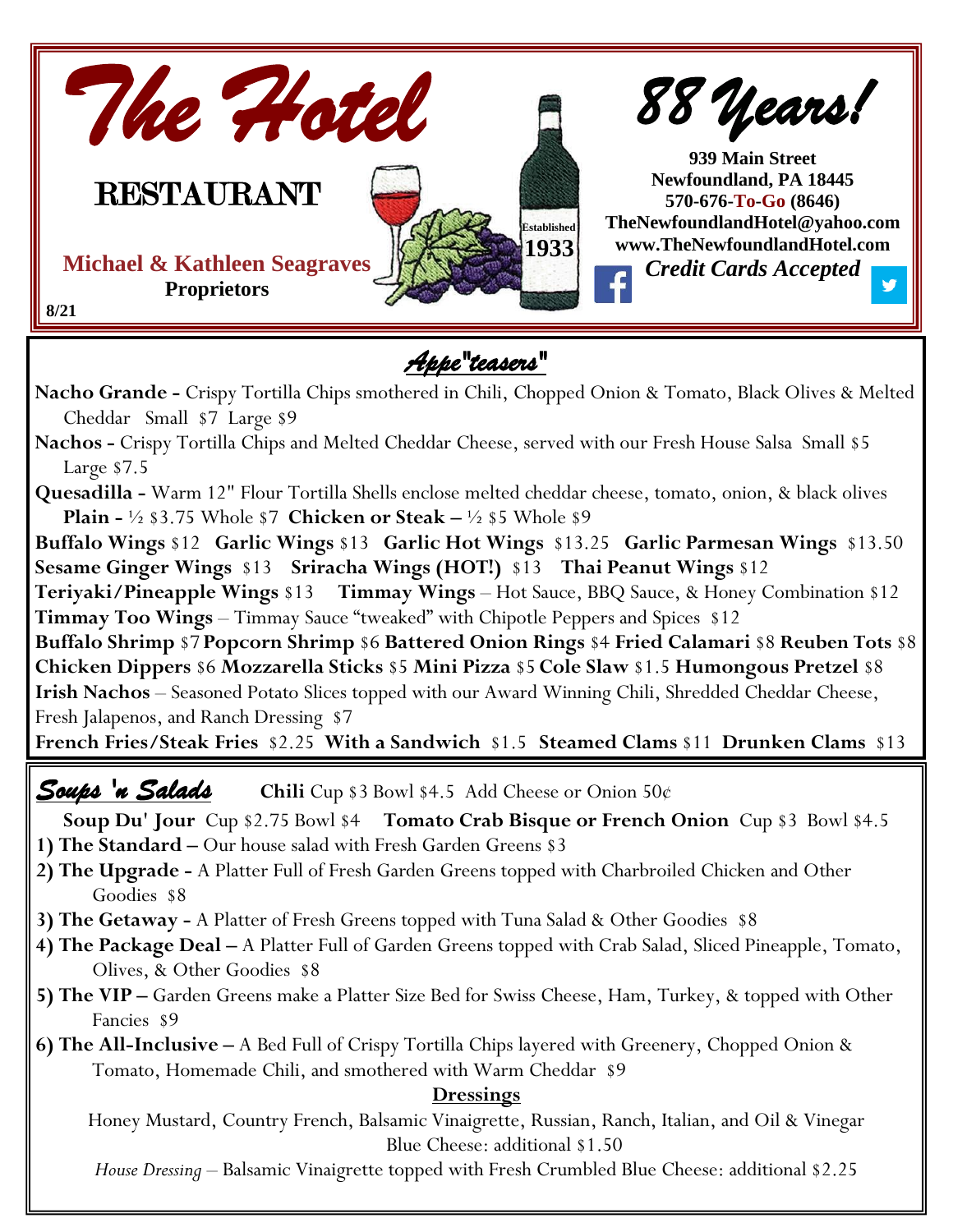# The Hotel

## RESTAURANT

**Michael & Kathleen Seagraves**
**Proprietors**

8/21

Established 1933

# 88 Years!

**939 Main Street**
**Newfoundland, PA 18445**
**570-676-To-Go (8646)**
**TheNewfoundlandHotel@yahoo.com**
**www.TheNewfoundlandHotel.com**
***Credit Cards Accepted***

## *Appe"teasers"*

**Nacho Grande -** Crispy Tortilla Chips smothered in Chili, Chopped Onion & Tomato, Black Olives & Melted Cheddar Small $7 Large $9

**Nachos -** Crispy Tortilla Chips and Melted Cheddar Cheese, served with our Fresh House Salsa Small $5 Large $7.5

**Quesadilla -** Warm 12" Flour Tortilla Shells enclose melted cheddar cheese, tomato, onion, & black olives
**Plain -** ½ $3.75 Whole $7 **Chicken or Steak –** ½ $5 Whole $9

**Buffalo Wings** $12 **Garlic Wings** $13 **Garlic Hot Wings** $13.25 **Garlic Parmesan Wings** $13.50

**Sesame Ginger Wings** $13 **Sriracha Wings (HOT!)** $13 **Thai Peanut Wings** $12

**Teriyaki/Pineapple Wings** $13 **Timmay Wings** – Hot Sauce, BBQ Sauce, & Honey Combination $12

**Timmay Too Wings** – Timmay Sauce "tweaked" with Chipotle Peppers and Spices $12

**Buffalo Shrimp** $7 **Popcorn Shrimp** $6 **Battered Onion Rings** $4 **Fried Calamari** $8 **Reuben Tots** $8

**Chicken Dippers** $6 **Mozzarella Sticks** $5 **Mini Pizza** $5 **Cole Slaw** $1.5 **Humongous Pretzel** $8

**Irish Nachos** – Seasoned Potato Slices topped with our Award Winning Chili, Shredded Cheddar Cheese, Fresh Jalapenos, and Ranch Dressing $7

**French Fries/Steak Fries** $2.25 **With a Sandwich** $1.5 **Steamed Clams** $11 **Drunken Clams** $13

## *Soups 'n Salads*

**Chili** Cup $3 Bowl $4.5 Add Cheese or Onion 50¢

**Soup Du' Jour** Cup $2.75 Bowl $4 **Tomato Crab Bisque or French Onion** Cup $3 Bowl $4.5

1) **The Standard –** Our house salad with Fresh Garden Greens $3
2) **The Upgrade -** A Platter Full of Fresh Garden Greens topped with Charbroiled Chicken and Other Goodies $8
3) **The Getaway -** A Platter of Fresh Greens topped with Tuna Salad & Other Goodies $8
4) **The Package Deal –** A Platter Full of Garden Greens topped with Crab Salad, Sliced Pineapple, Tomato, Olives, & Other Goodies $8
5) **The VIP –** Garden Greens make a Platter Size Bed for Swiss Cheese, Ham, Turkey, & topped with Other Fancies $9
6) **The All-Inclusive –** A Bed Full of Crispy Tortilla Chips layered with Greenery, Chopped Onion & Tomato, Homemade Chili, and smothered with Warm Cheddar $9

**Dressings**

Honey Mustard, Country French, Balsamic Vinaigrette, Russian, Ranch, Italian, and Oil & Vinegar
Blue Cheese: additional $1.50

*House Dressing* – Balsamic Vinaigrette topped with Fresh Crumbled Blue Cheese: additional $2.25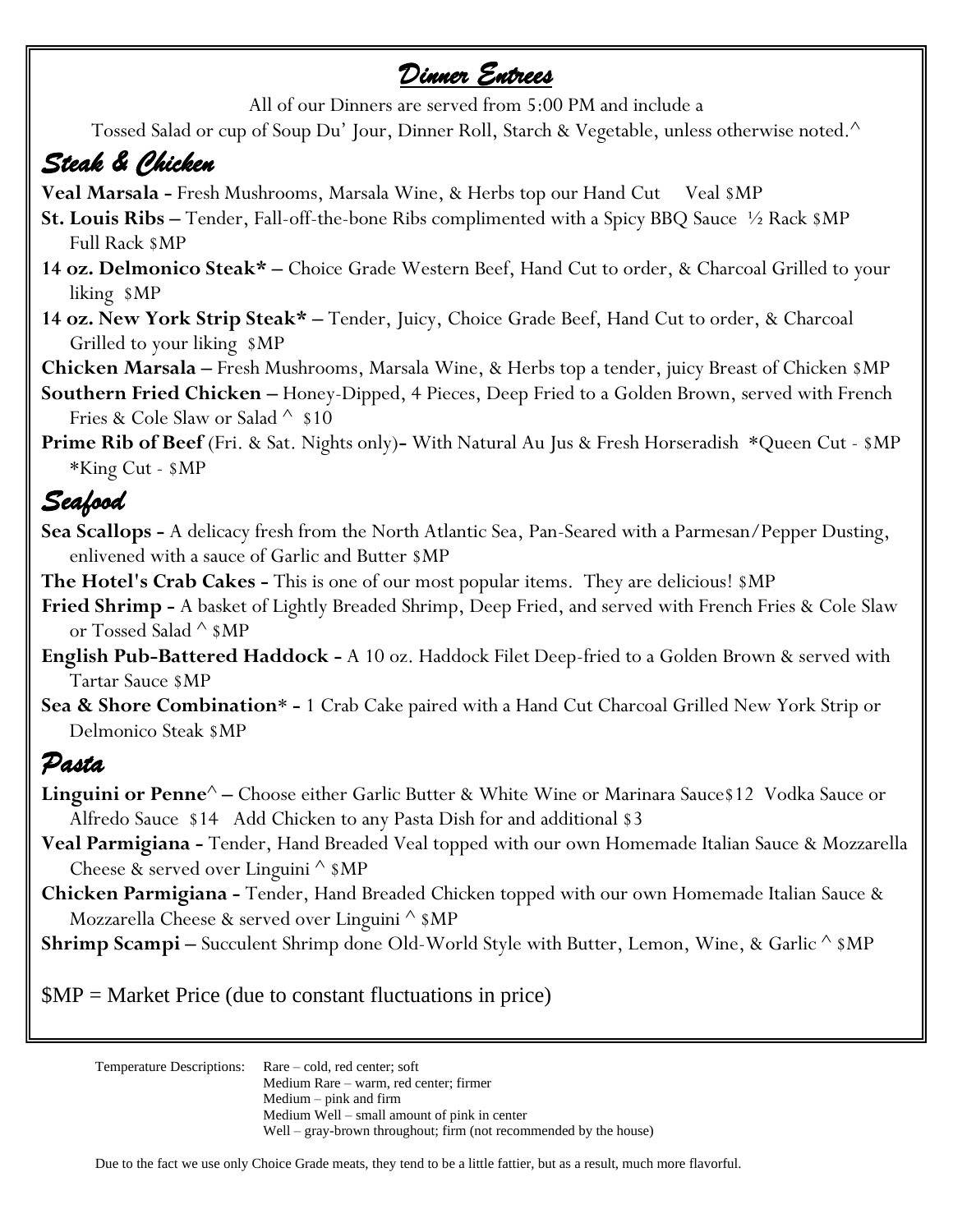# *Dinner Entrees*

All of our Dinners are served from 5:00 PM and include a
Tossed Salad or cup of Soup Du' Jour, Dinner Roll, Starch & Vegetable, unless otherwise noted.^

## *Steak & Chicken*

**Veal Marsala -** Fresh Mushrooms, Marsala Wine, & Herbs top our Hand Cut Veal $MP

**St. Louis Ribs –** Tender, Fall-off-the-bone Ribs complimented with a Spicy BBQ Sauce ½ Rack $MP Full Rack $MP

**14 oz. Delmonico Steak* –** Choice Grade Western Beef, Hand Cut to order, & Charcoal Grilled to your liking $MP

**14 oz. New York Strip Steak* –** Tender, Juicy, Choice Grade Beef, Hand Cut to order, & Charcoal Grilled to your liking $MP

**Chicken Marsala –** Fresh Mushrooms, Marsala Wine, & Herbs top a tender, juicy Breast of Chicken $MP

**Southern Fried Chicken –** Honey-Dipped, 4 Pieces, Deep Fried to a Golden Brown, served with French Fries & Cole Slaw or Salad ^ $10

**Prime Rib of Beef** (Fri. & Sat. Nights only)**-** With Natural Au Jus & Fresh Horseradish *Queen Cut - $MP *King Cut - $MP

## *Seafood*

**Sea Scallops -** A delicacy fresh from the North Atlantic Sea, Pan-Seared with a Parmesan/Pepper Dusting, enlivened with a sauce of Garlic and Butter $MP

**The Hotel's Crab Cakes -** This is one of our most popular items. They are delicious! $MP

**Fried Shrimp -** A basket of Lightly Breaded Shrimp, Deep Fried, and served with French Fries & Cole Slaw or Tossed Salad ^ $MP

**English Pub-Battered Haddock -** A 10 oz. Haddock Filet Deep-fried to a Golden Brown & served with Tartar Sauce $MP

**Sea & Shore Combination* -** 1 Crab Cake paired with a Hand Cut Charcoal Grilled New York Strip or Delmonico Steak $MP

## *Pasta*

**Linguini or Penne^ –** Choose either Garlic Butter & White Wine or Marinara Sauce$12 Vodka Sauce or Alfredo Sauce $14 Add Chicken to any Pasta Dish for and additional $3

**Veal Parmigiana -** Tender, Hand Breaded Veal topped with our own Homemade Italian Sauce & Mozzarella Cheese & served over Linguini ^ $MP

**Chicken Parmigiana -** Tender, Hand Breaded Chicken topped with our own Homemade Italian Sauce & Mozzarella Cheese & served over Linguini ^ $MP

**Shrimp Scampi –** Succulent Shrimp done Old-World Style with Butter, Lemon, Wine, & Garlic ^ $MP

$MP = Market Price (due to constant fluctuations in price)

Temperature Descriptions:
- Rare – cold, red center; soft
- Medium Rare – warm, red center; firmer
- Medium – pink and firm
- Medium Well – small amount of pink in center
- Well – gray-brown throughout; firm (not recommended by the house)

Due to the fact we use only Choice Grade meats, they tend to be a little fattier, but as a result, much more flavorful.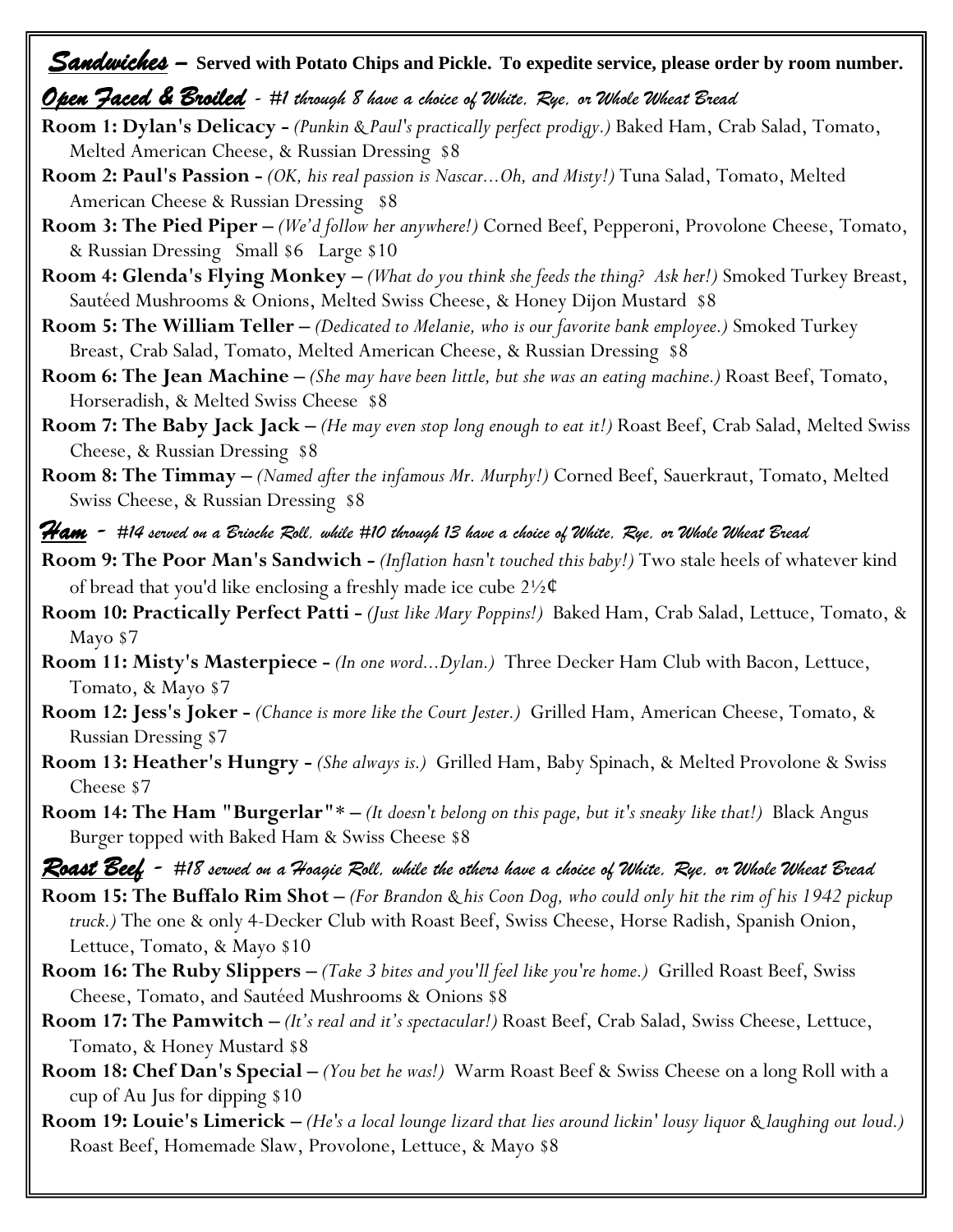## *Sandwiches* – **Served with Potato Chips and Pickle. To expedite service, please order by room number.**

### *Open Faced & Broiled* - *#1 through 8 have a choice of White, Rye, or Whole Wheat Bread*

**Room 1: Dylan's Delicacy -** *(Punkin & Paul's practically perfect prodigy.)* Baked Ham, Crab Salad, Tomato, Melted American Cheese, & Russian Dressing $8

**Room 2: Paul's Passion -** *(OK, his real passion is Nascar...Oh, and Misty!)* Tuna Salad, Tomato, Melted American Cheese & Russian Dressing $8

**Room 3: The Pied Piper –** *(We'd follow her anywhere!)* Corned Beef, Pepperoni, Provolone Cheese, Tomato, & Russian Dressing Small $6 Large $10

**Room 4: Glenda's Flying Monkey –** *(What do you think she feeds the thing? Ask her!)* Smoked Turkey Breast, Sautéed Mushrooms & Onions, Melted Swiss Cheese, & Honey Dijon Mustard $8

**Room 5: The William Teller –** *(Dedicated to Melanie, who is our favorite bank employee.)* Smoked Turkey Breast, Crab Salad, Tomato, Melted American Cheese, & Russian Dressing $8

**Room 6: The Jean Machine –** *(She may have been little, but she was an eating machine.)* Roast Beef, Tomato, Horseradish, & Melted Swiss Cheese $8

**Room 7: The Baby Jack Jack –** *(He may even stop long enough to eat it!)* Roast Beef, Crab Salad, Melted Swiss Cheese, & Russian Dressing $8

**Room 8: The Timmay –** *(Named after the infamous Mr. Murphy!)* Corned Beef, Sauerkraut, Tomato, Melted Swiss Cheese, & Russian Dressing $8

### *Ham* - *#14 served on a Brioche Roll, while #10 through 13 have a choice of White, Rye, or Whole Wheat Bread*

**Room 9: The Poor Man's Sandwich -** *(Inflation hasn't touched this baby!)* Two stale heels of whatever kind of bread that you'd like enclosing a freshly made ice cube 2½¢

**Room 10: Practically Perfect Patti -** *(Just like Mary Poppins!)* Baked Ham, Crab Salad, Lettuce, Tomato, & Mayo $7

**Room 11: Misty's Masterpiece -** *(In one word...Dylan.)* Three Decker Ham Club with Bacon, Lettuce, Tomato, & Mayo $7

**Room 12: Jess's Joker -** *(Chance is more like the Court Jester.)* Grilled Ham, American Cheese, Tomato, & Russian Dressing $7

**Room 13: Heather's Hungry -** *(She always is.)* Grilled Ham, Baby Spinach, & Melted Provolone & Swiss Cheese $7

**Room 14: The Ham "Burgerlar"* –** *(It doesn't belong on this page, but it's sneaky like that!)* Black Angus Burger topped with Baked Ham & Swiss Cheese $8

### *Roast Beef* - *#18 served on a Hoagie Roll, while the others have a choice of White, Rye, or Whole Wheat Bread*

**Room 15: The Buffalo Rim Shot –** *(For Brandon & his Coon Dog, who could only hit the rim of his 1942 pickup truck.)* The one & only 4-Decker Club with Roast Beef, Swiss Cheese, Horse Radish, Spanish Onion, Lettuce, Tomato, & Mayo $10

**Room 16: The Ruby Slippers –** *(Take 3 bites and you'll feel like you're home.)* Grilled Roast Beef, Swiss Cheese, Tomato, and Sautéed Mushrooms & Onions $8

**Room 17: The Pamwitch –** *(It's real and it's spectacular!)* Roast Beef, Crab Salad, Swiss Cheese, Lettuce, Tomato, & Honey Mustard $8

**Room 18: Chef Dan's Special –** *(You bet he was!)* Warm Roast Beef & Swiss Cheese on a long Roll with a cup of Au Jus for dipping $10

**Room 19: Louie's Limerick –** *(He's a local lounge lizard that lies around lickin' lousy liquor & laughing out loud.)* Roast Beef, Homemade Slaw, Provolone, Lettuce, & Mayo $8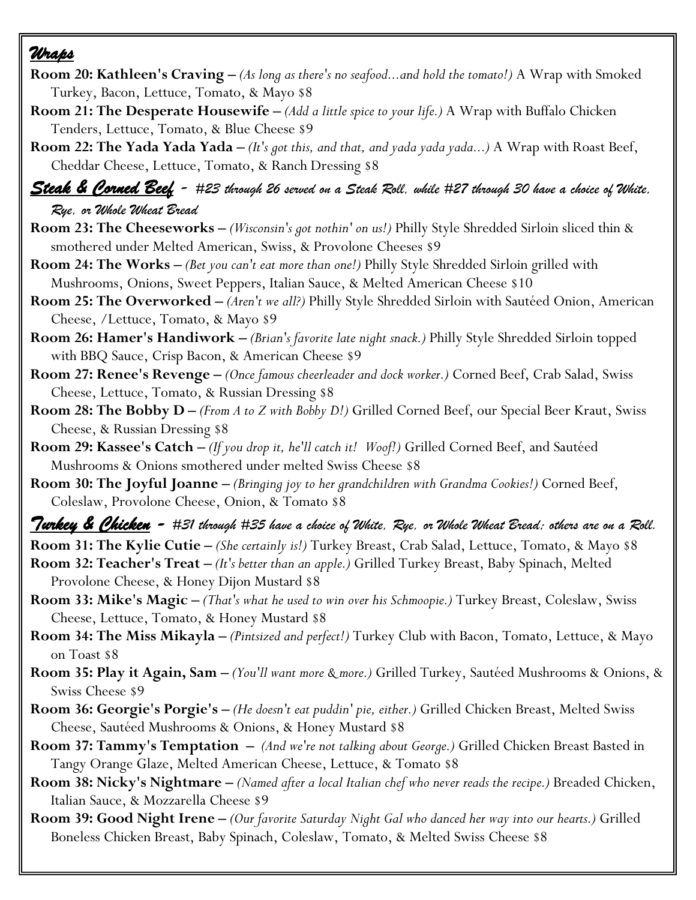## *Wraps*

**Room 20: Kathleen's Craving –** *(As long as there's no seafood…and hold the tomato!)* A Wrap with Smoked Turkey, Bacon, Lettuce, Tomato, & Mayo $8

**Room 21: The Desperate Housewife –** *(Add a little spice to your life.)* A Wrap with Buffalo Chicken Tenders, Lettuce, Tomato, & Blue Cheese $9

**Room 22: The Yada Yada Yada –** *(It's got this, and that, and yada yada yada…)* A Wrap with Roast Beef, Cheddar Cheese, Lettuce, Tomato, & Ranch Dressing $8

## *Steak & Corned Beef - #23 through 26 served on a Steak Roll, while #27 through 30 have a choice of White, Rye, or Whole Wheat Bread*

**Room 23: The Cheeseworks –** *(Wisconsin's got nothin' on us!)* Philly Style Shredded Sirloin sliced thin & smothered under Melted American, Swiss, & Provolone Cheeses $9

**Room 24: The Works –** *(Bet you can't eat more than one!)* Philly Style Shredded Sirloin grilled with Mushrooms, Onions, Sweet Peppers, Italian Sauce, & Melted American Cheese $10

**Room 25: The Overworked –** *(Aren't we all?)* Philly Style Shredded Sirloin with Sautéed Onion, American Cheese, /Lettuce, Tomato, & Mayo $9

**Room 26: Hamer's Handiwork –** *(Brian's favorite late night snack.)* Philly Style Shredded Sirloin topped with BBQ Sauce, Crisp Bacon, & American Cheese $9

**Room 27: Renee's Revenge –** *(Once famous cheerleader and dock worker.)* Corned Beef, Crab Salad, Swiss Cheese, Lettuce, Tomato, & Russian Dressing $8

**Room 28: The Bobby D –** *(From A to Z with Bobby D!)* Grilled Corned Beef, our Special Beer Kraut, Swiss Cheese, & Russian Dressing $8

**Room 29: Kassee's Catch –** *(If you drop it, he'll catch it! Woof!)* Grilled Corned Beef, and Sautéed Mushrooms & Onions smothered under melted Swiss Cheese $8

**Room 30: The Joyful Joanne –** *(Bringing joy to her grandchildren with Grandma Cookies!)* Corned Beef, Coleslaw, Provolone Cheese, Onion, & Tomato $8

## *Turkey & Chicken - #31 through #35 have a choice of White, Rye, or Whole Wheat Bread; others are on a Roll.*

**Room 31: The Kylie Cutie –** *(She certainly is!)* Turkey Breast, Crab Salad, Lettuce, Tomato, & Mayo $8

**Room 32: Teacher's Treat –** *(It's better than an apple.)* Grilled Turkey Breast, Baby Spinach, Melted Provolone Cheese, & Honey Dijon Mustard $8

**Room 33: Mike's Magic –** *(That's what he used to win over his Schmoopie.)* Turkey Breast, Coleslaw, Swiss Cheese, Lettuce, Tomato, & Honey Mustard $8

**Room 34: The Miss Mikayla –** *(Pintsized and perfect!)* Turkey Club with Bacon, Tomato, Lettuce, & Mayo on Toast $8

**Room 35: Play it Again, Sam –** *(You'll want more & more.)* Grilled Turkey, Sautéed Mushrooms & Onions, & Swiss Cheese $9

**Room 36: Georgie's Porgie's –** *(He doesn't eat puddin' pie, either.)* Grilled Chicken Breast, Melted Swiss Cheese, Sautéed Mushrooms & Onions, & Honey Mustard $8

**Room 37: Tammy's Temptation –** *(And we're not talking about George.)* Grilled Chicken Breast Basted in Tangy Orange Glaze, Melted American Cheese, Lettuce, & Tomato $8

**Room 38: Nicky's Nightmare –** *(Named after a local Italian chef who never reads the recipe.)* Breaded Chicken, Italian Sauce, & Mozzarella Cheese $9

**Room 39: Good Night Irene –** *(Our favorite Saturday Night Gal who danced her way into our hearts.)* Grilled Boneless Chicken Breast, Baby Spinach, Coleslaw, Tomato, & Melted Swiss Cheese $8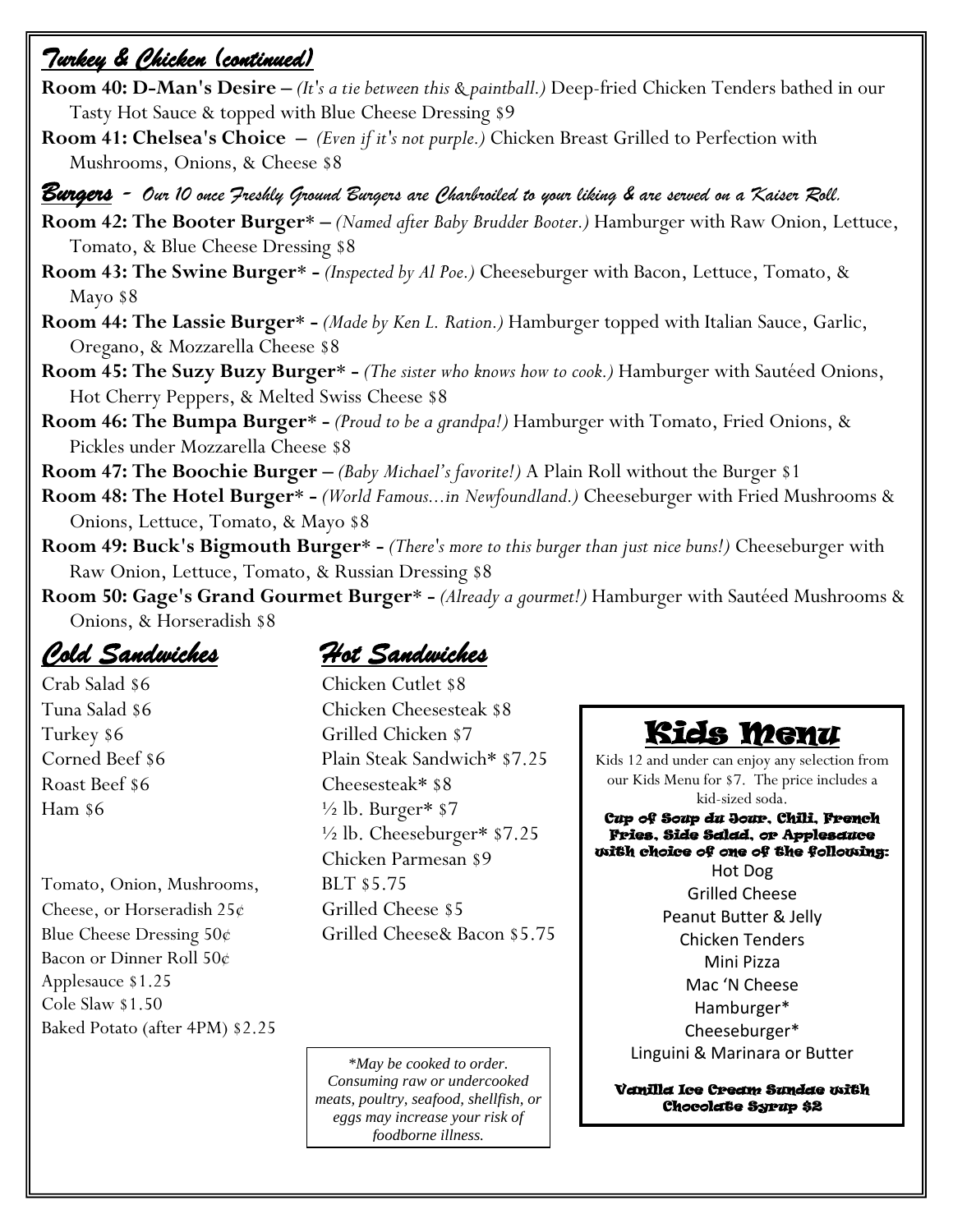## *Turkey & Chicken (continued)*

**Room 40: D-Man's Desire –** *(It's a tie between this & paintball.)* Deep-fried Chicken Tenders bathed in our Tasty Hot Sauce & topped with Blue Cheese Dressing $9

**Room 41: Chelsea's Choice –** *(Even if it's not purple.)* Chicken Breast Grilled to Perfection with Mushrooms, Onions, & Cheese $8

## *Burgers* - *Our 10 once Freshly Ground Burgers are Charbroiled to your liking & are served on a Kaiser Roll.*

**Room 42: The Booter Burger* –** *(Named after Baby Brudder Booter.)* Hamburger with Raw Onion, Lettuce, Tomato, & Blue Cheese Dressing $8

**Room 43: The Swine Burger* -** *(Inspected by Al Poe.)* Cheeseburger with Bacon, Lettuce, Tomato, & Mayo $8

**Room 44: The Lassie Burger* -** *(Made by Ken L. Ration.)* Hamburger topped with Italian Sauce, Garlic, Oregano, & Mozzarella Cheese $8

**Room 45: The Suzy Buzy Burger* -** *(The sister who knows how to cook.)* Hamburger with Sautéed Onions, Hot Cherry Peppers, & Melted Swiss Cheese $8

**Room 46: The Bumpa Burger* -** *(Proud to be a grandpa!)* Hamburger with Tomato, Fried Onions, & Pickles under Mozzarella Cheese $8

**Room 47: The Boochie Burger –** *(Baby Michael's favorite!)* A Plain Roll without the Burger $1

**Room 48: The Hotel Burger* -** *(World Famous…in Newfoundland.)* Cheeseburger with Fried Mushrooms & Onions, Lettuce, Tomato, & Mayo $8

**Room 49: Buck's Bigmouth Burger* -** *(There's more to this burger than just nice buns!)* Cheeseburger with Raw Onion, Lettuce, Tomato, & Russian Dressing $8

**Room 50: Gage's Grand Gourmet Burger* -** *(Already a gourmet!)* Hamburger with Sautéed Mushrooms & Onions, & Horseradish $8

## *Cold Sandwiches*

Crab Salad $6
Tuna Salad $6
Turkey $6
Corned Beef $6
Roast Beef $6
Ham $6

Tomato, Onion, Mushrooms, Cheese, or Horseradish 25¢
Blue Cheese Dressing 50¢
Bacon or Dinner Roll 50¢
Applesauce $1.25
Cole Slaw $1.50
Baked Potato (after 4PM) $2.25

## *Hot Sandwiches*

Chicken Cutlet $8
Chicken Cheesesteak $8
Grilled Chicken $7
Plain Steak Sandwich* $7.25
Cheesesteak* $8
½ lb. Burger* $7
½ lb. Cheeseburger* $7.25
Chicken Parmesan $9
BLT $5.75
Grilled Cheese $5
Grilled Cheese& Bacon $5.75

*\*May be cooked to order. Consuming raw or undercooked meats, poultry, seafood, shellfish, or eggs may increase your risk of foodborne illness.*

## Kids Menu

Kids 12 and under can enjoy any selection from our Kids Menu for $7. The price includes a kid-sized soda.

**Cup of Soup du Jour, Chili, French Fries, Side Salad, or Applesauce with choice of one of the following:**

Hot Dog
Grilled Cheese
Peanut Butter & Jelly
Chicken Tenders
Mini Pizza
Mac 'N Cheese
Hamburger*
Cheeseburger*
Linguini & Marinara or Butter

**Vanilla Ice Cream Sundae with Chocolate Syrup $2**